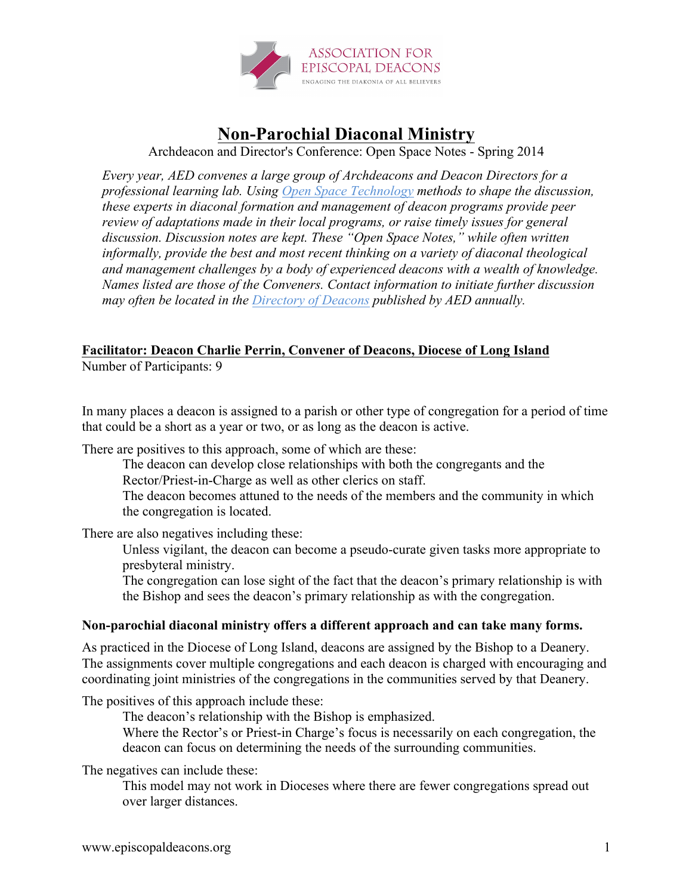ASSOCIATION FOR EPISCOPAL DEACONS

ENGAGING THE DIAKONIA OF ALL BELIEVERS

# Non-Parochial Diaconal Ministry

Archdeacon and Director's Conference: Open Space Notes - Spring 2014

*Every year, AED convenes a large group of Archdeacons and Deacon Directors for a professional learning lab. Using Open Space Technology methods to shape the discussion, these experts in diaconal formation and management of deacon programs provide peer review of adaptations made in their local programs, or raise timely issues for general discussion. Discussion notes are kept. These "Open Space Notes," while often written informally, provide the best and most recent thinking on a variety of diaconal theological and management challenges by a body of experienced deacons with a wealth of knowledge. Names listed are those of the Conveners. Contact information to initiate further discussion may often be located in the Directory of Deacons published by AED annually.*

**Facilitator: Deacon Charlie Perrin, Convener of Deacons, Diocese of Long Island**

Number of Participants: 9

In many places a deacon is assigned to a parish or other type of congregation for a period of time that could be a short as a year or two, or as long as the deacon is active.

There are positives to this approach, some of which are these:

- The deacon can develop close relationships with both the congregants and the Rector/Priest-in-Charge as well as other clerics on staff.
- The deacon becomes attuned to the needs of the members and the community in which the congregation is located.

There are also negatives including these:

- Unless vigilant, the deacon can become a pseudo-curate given tasks more appropriate to presbyteral ministry.
- The congregation can lose sight of the fact that the deacon's primary relationship is with the Bishop and sees the deacon's primary relationship as with the congregation.

**Non-parochial diaconal ministry offers a different approach and can take many forms.**

As practiced in the Diocese of Long Island, deacons are assigned by the Bishop to a Deanery. The assignments cover multiple congregations and each deacon is charged with encouraging and coordinating joint ministries of the congregations in the communities served by that Deanery.

The positives of this approach include these:

- The deacon's relationship with the Bishop is emphasized.
- Where the Rector's or Priest-in Charge's focus is necessarily on each congregation, the deacon can focus on determining the needs of the surrounding communities.

The negatives can include these:

- This model may not work in Dioceses where there are fewer congregations spread out over larger distances.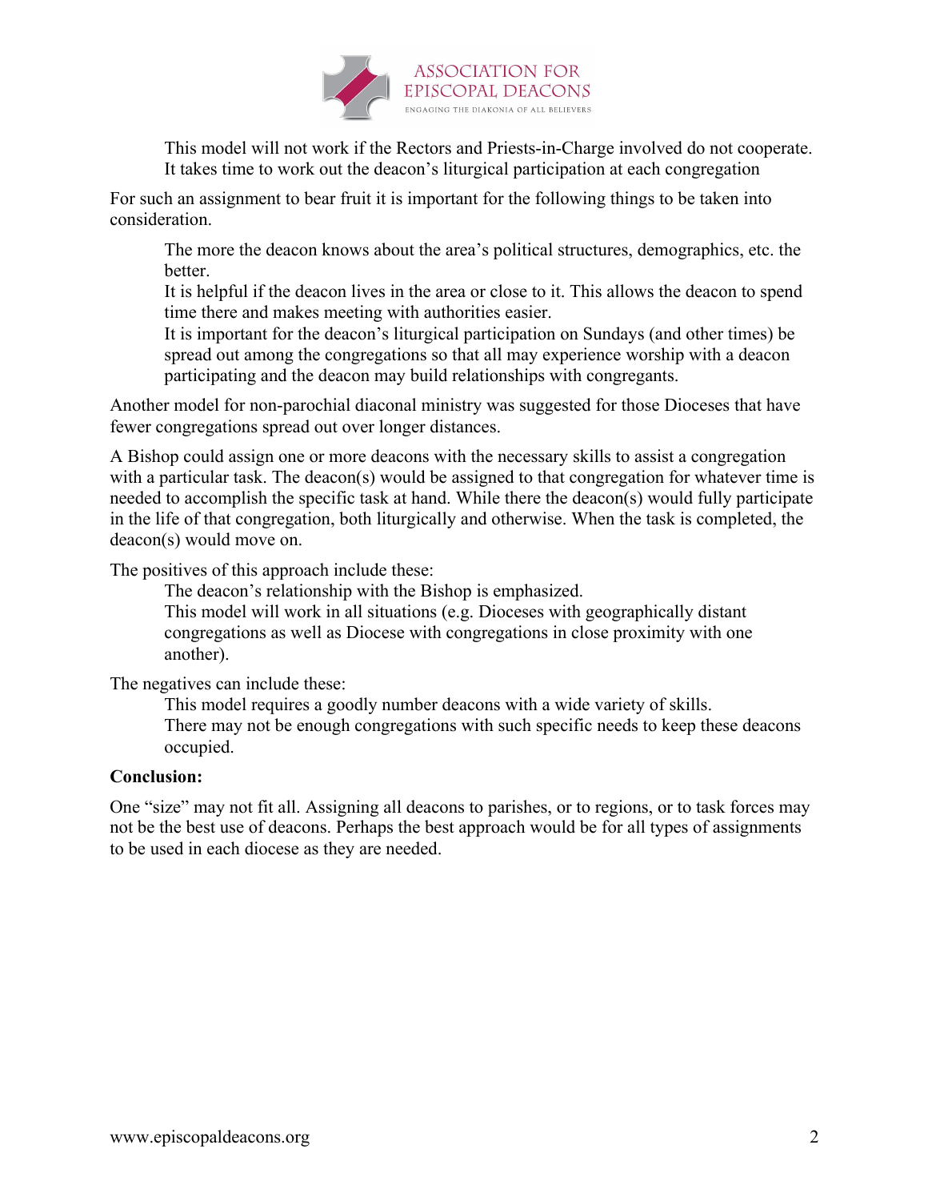This model will not work if the Rectors and Priests-in-Charge involved do not cooperate.
It takes time to work out the deacon's liturgical participation at each congregation

For such an assignment to bear fruit it is important for the following things to be taken into consideration.

The more the deacon knows about the area's political structures, demographics, etc. the better.
It is helpful if the deacon lives in the area or close to it. This allows the deacon to spend time there and makes meeting with authorities easier.
It is important for the deacon's liturgical participation on Sundays (and other times) be spread out among the congregations so that all may experience worship with a deacon participating and the deacon may build relationships with congregants.

Another model for non-parochial diaconal ministry was suggested for those Dioceses that have fewer congregations spread out over longer distances.

A Bishop could assign one or more deacons with the necessary skills to assist a congregation with a particular task. The deacon(s) would be assigned to that congregation for whatever time is needed to accomplish the specific task at hand. While there the deacon(s) would fully participate in the life of that congregation, both liturgically and otherwise. When the task is completed, the deacon(s) would move on.

The positives of this approach include these:

The deacon's relationship with the Bishop is emphasized.
This model will work in all situations (e.g. Dioceses with geographically distant congregations as well as Diocese with congregations in close proximity with one another).

The negatives can include these:

This model requires a goodly number deacons with a wide variety of skills.
There may not be enough congregations with such specific needs to keep these deacons occupied.

**Conclusion:**

One "size" may not fit all. Assigning all deacons to parishes, or to regions, or to task forces may not be the best use of deacons. Perhaps the best approach would be for all types of assignments to be used in each diocese as they are needed.